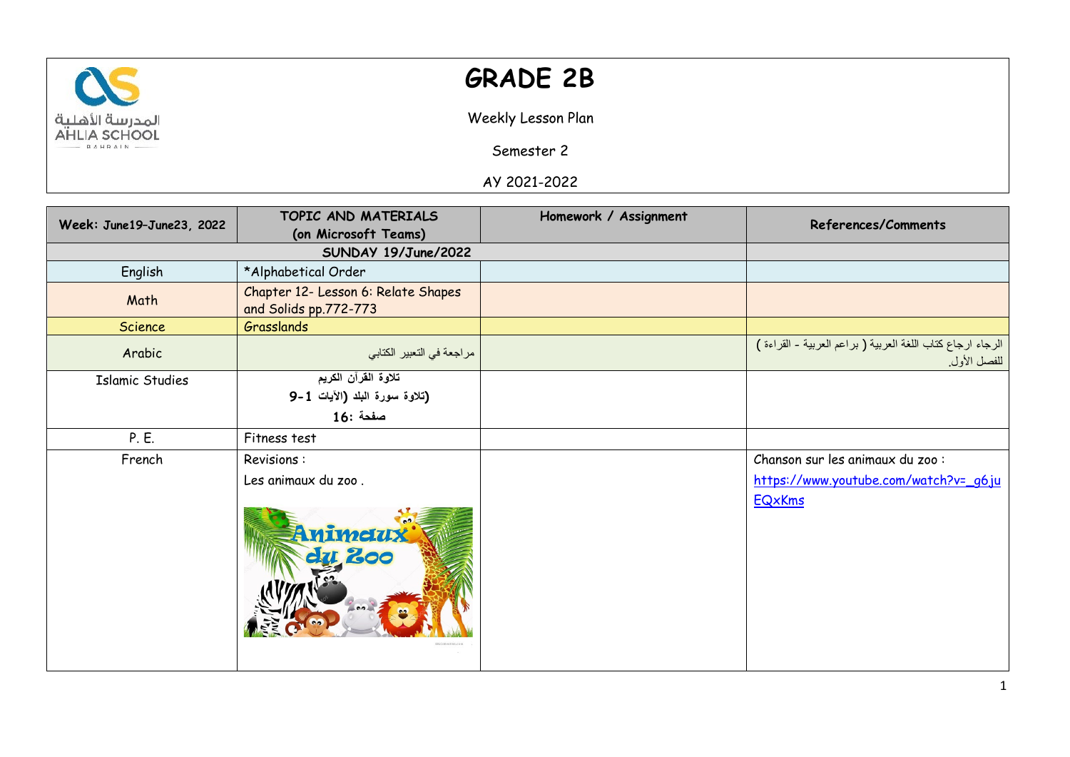# GRADE 2B

Weekly Lesson Plan

Semester 2

AY 2021-2022

| Week: June19–June23, 2022 | TOPIC AND MATERIALS (on Microsoft Teams) | Homework / Assignment | References/Comments |
|---|---|---|---|
| SUNDAY 19/June/2022 | | | |
| English | *Alphabetical Order | | |
| Math | Chapter 12- Lesson 6: Relate Shapes and Solids pp.772-773 | | |
| Science | Grasslands | | |
| Arabic | مراجعة في التعبير الكتابي | | الرجاء ارجاع كتاب اللغة العربية ( براعم العربية - القراءة ) للفصل الأول. |
| Islamic Studies | تلاوة القرآن الكريم (تلاوة سورة البلد (الآيات 1-9 صفحة: 16 | | |
| P. E. | Fitness test | | |
| French | Revisions : Les animaux du zoo . | | Chanson sur les animaux du zoo : https://www.youtube.com/watch?v=_g6juEQxKms |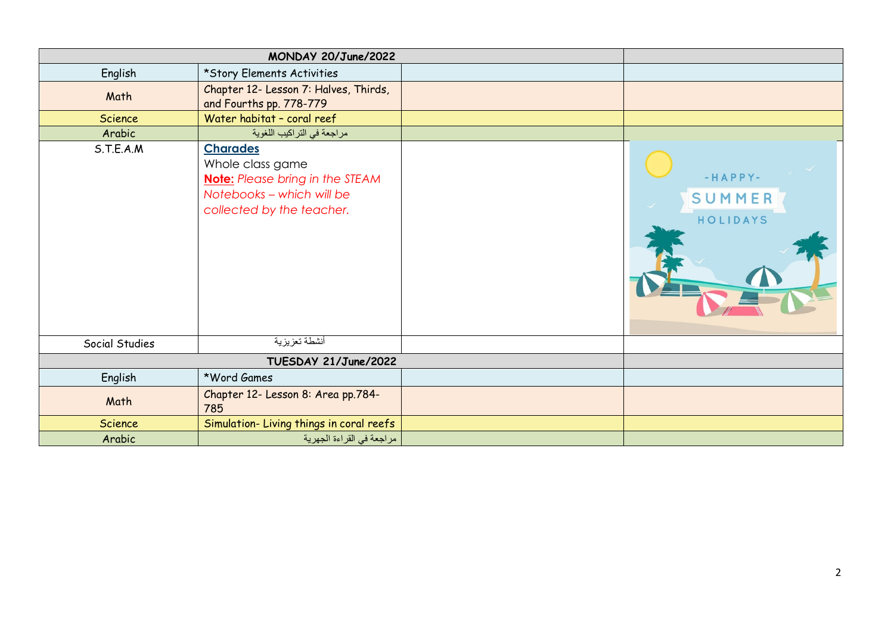| MONDAY 20/June/2022 | | | |
|---|---|---|---|
| English | *Story Elements Activities | | |
| Math | Chapter 12- Lesson 7: Halves, Thirds, and Fourths pp. 778-779 | | |
| Science | Water habitat - coral reef | | |
| Arabic | مراجعة في التراكيب اللغوية | | |
| S.T.E.A.M | **Charades** Whole class game **Note:** *Please bring in the STEAM Notebooks – which will be collected by the teacher.* | | -HAPPY- SUMMER HOLIDAYS |
| Social Studies | أنشطة تعزيزية | | |
| TUESDAY 21/June/2022 | | | |
| English | *Word Games | | |
| Math | Chapter 12- Lesson 8: Area pp.784-785 | | |
| Science | Simulation- Living things in coral reefs | | |
| Arabic | مراجعة في القراءة الجهرية | | |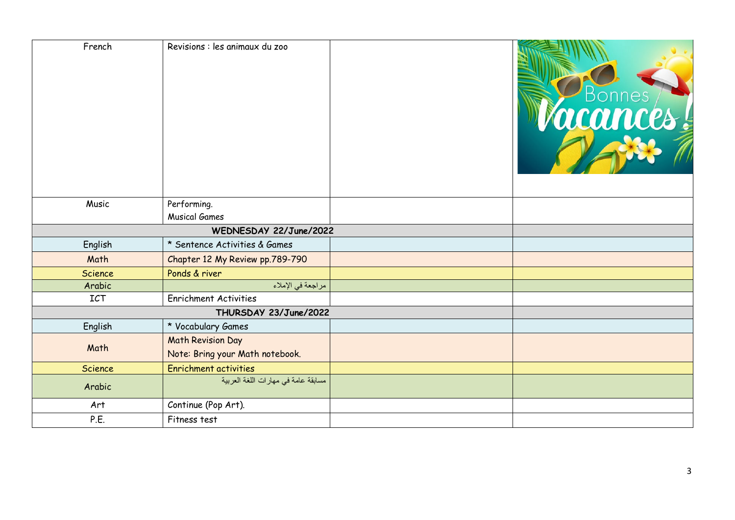| | | | |
|---|---|---|---|
| French | Revisions : les animaux du zoo | | Bonnes Vacances ! |
| Music | Performing.<br>Musical Games | | |
| **WEDNESDAY 22/June/2022** | | | |
| English | * Sentence Activities & Games | | |
| Math | Chapter 12 My Review pp.789-790 | | |
| Science | Ponds & river | | |
| Arabic | مراجعة في الإملاء | | |
| ICT | Enrichment Activities | | |
| **THURSDAY 23/June/2022** | | | |
| English | * Vocabulary Games | | |
| Math | Math Revision Day<br>Note: Bring your Math notebook. | | |
| Science | Enrichment activities | | |
| Arabic | مسابقة عامة في مهارات اللغة العربية | | |
| Art | Continue (Pop Art). | | |
| P.E. | Fitness test | | |